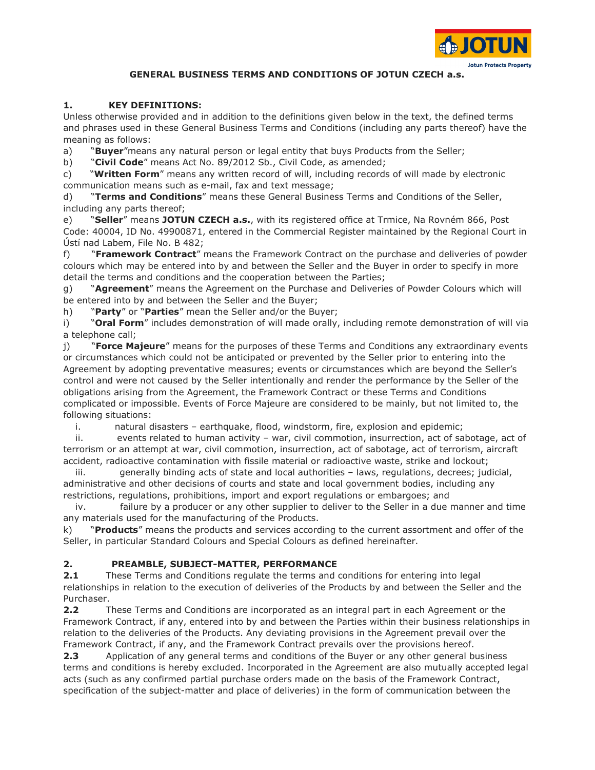# GENERAL BUSINESS TERMS AND CONDITIONS OF JOTUN CZECH a.s.

## 1. KEY DEFINITIONS:

Unless otherwise provided and in addition to the definitions given below in the text, the defined terms and phrases used in these General Business Terms and Conditions (including any parts thereof) have the meaning as follows:

a) "**Buyer**"means any natural person or legal entity that buys Products from the Seller;

b) "**Civil Code**" means Act No. 89/2012 Sb., Civil Code, as amended;

c) "**Written Form**" means any written record of will, including records of will made by electronic communication means such as e-mail, fax and text message;

d) "**Terms and Conditions**" means these General Business Terms and Conditions of the Seller, including any parts thereof;

e) "**Seller**" means **JOTUN CZECH a.s.**, with its registered office at Trmice, Na Rovném 866, Post Code: 40004, ID No. 49900871, entered in the Commercial Register maintained by the Regional Court in Ústí nad Labem, File No. B 482;

f) "**Framework Contract**" means the Framework Contract on the purchase and deliveries of powder colours which may be entered into by and between the Seller and the Buyer in order to specify in more detail the terms and conditions and the cooperation between the Parties;

g) "**Agreement**" means the Agreement on the Purchase and Deliveries of Powder Colours which will be entered into by and between the Seller and the Buyer;

h) "**Party**" or "**Parties**" mean the Seller and/or the Buyer;

i) "**Oral Form**" includes demonstration of will made orally, including remote demonstration of will via a telephone call;

j) "**Force Majeure**" means for the purposes of these Terms and Conditions any extraordinary events or circumstances which could not be anticipated or prevented by the Seller prior to entering into the Agreement by adopting preventative measures; events or circumstances which are beyond the Seller's control and were not caused by the Seller intentionally and render the performance by the Seller of the obligations arising from the Agreement, the Framework Contract or these Terms and Conditions complicated or impossible. Events of Force Majeure are considered to be mainly, but not limited to, the following situations:

i. natural disasters – earthquake, flood, windstorm, fire, explosion and epidemic;

ii. events related to human activity – war, civil commotion, insurrection, act of sabotage, act of terrorism or an attempt at war, civil commotion, insurrection, act of sabotage, act of terrorism, aircraft accident, radioactive contamination with fissile material or radioactive waste, strike and lockout;

iii. generally binding acts of state and local authorities – laws, regulations, decrees; judicial, administrative and other decisions of courts and state and local government bodies, including any restrictions, regulations, prohibitions, import and export regulations or embargoes; and

iv. failure by a producer or any other supplier to deliver to the Seller in a due manner and time any materials used for the manufacturing of the Products.

k) "**Products**" means the products and services according to the current assortment and offer of the Seller, in particular Standard Colours and Special Colours as defined hereinafter.

## 2. PREAMBLE, SUBJECT-MATTER, PERFORMANCE

**2.1** These Terms and Conditions regulate the terms and conditions for entering into legal relationships in relation to the execution of deliveries of the Products by and between the Seller and the Purchaser.

**2.2** These Terms and Conditions are incorporated as an integral part in each Agreement or the Framework Contract, if any, entered into by and between the Parties within their business relationships in relation to the deliveries of the Products. Any deviating provisions in the Agreement prevail over the Framework Contract, if any, and the Framework Contract prevails over the provisions hereof.

**2.3** Application of any general terms and conditions of the Buyer or any other general business terms and conditions is hereby excluded. Incorporated in the Agreement are also mutually accepted legal acts (such as any confirmed partial purchase orders made on the basis of the Framework Contract, specification of the subject-matter and place of deliveries) in the form of communication between the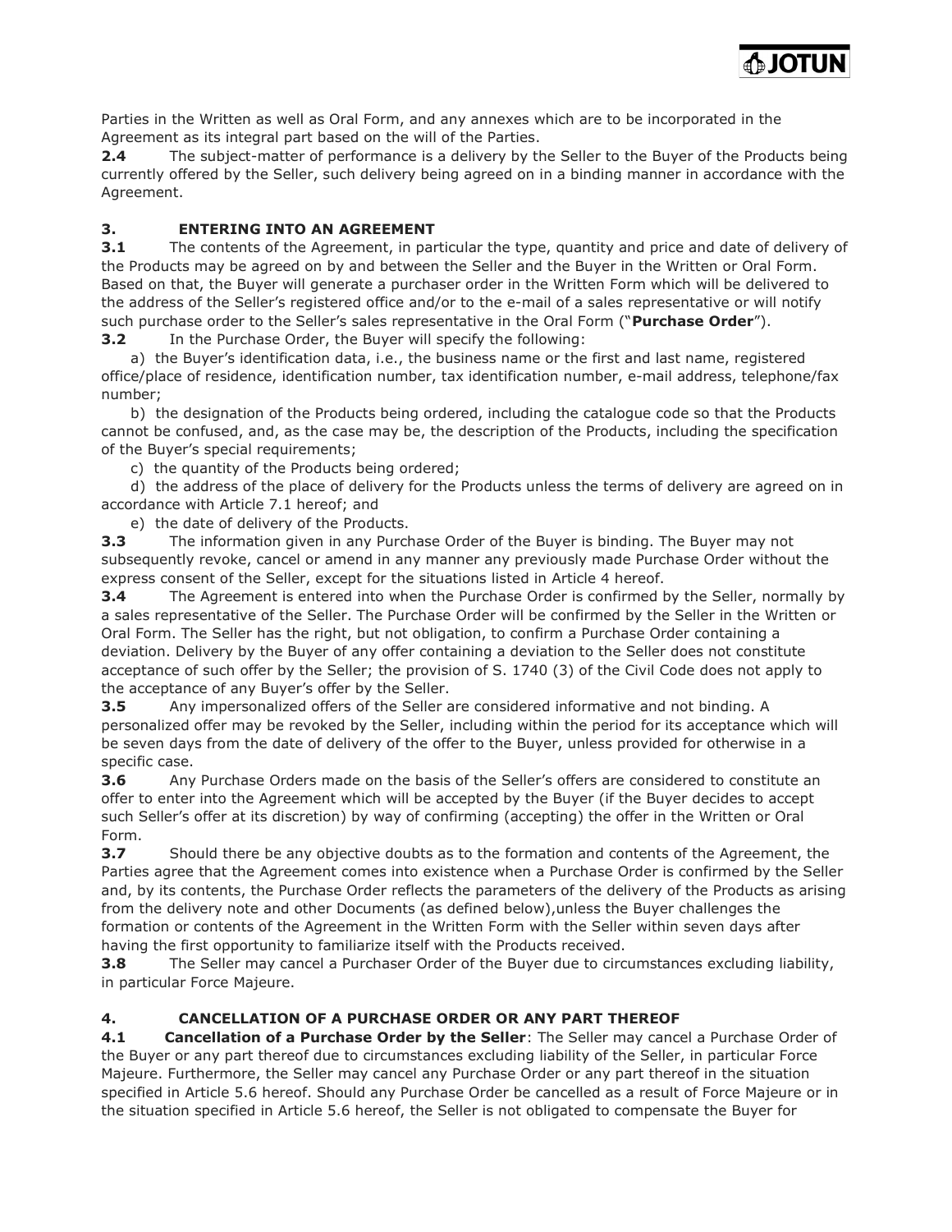Parties in the Written as well as Oral Form, and any annexes which are to be incorporated in the Agreement as its integral part based on the will of the Parties.

**2.4** The subject-matter of performance is a delivery by the Seller to the Buyer of the Products being currently offered by the Seller, such delivery being agreed on in a binding manner in accordance with the Agreement.

## 3. ENTERING INTO AN AGREEMENT

**3.1** The contents of the Agreement, in particular the type, quantity and price and date of delivery of the Products may be agreed on by and between the Seller and the Buyer in the Written or Oral Form. Based on that, the Buyer will generate a purchaser order in the Written Form which will be delivered to the address of the Seller's registered office and/or to the e-mail of a sales representative or will notify such purchase order to the Seller's sales representative in the Oral Form ("**Purchase Order**").

**3.2** In the Purchase Order, the Buyer will specify the following:

a) the Buyer's identification data, i.e., the business name or the first and last name, registered office/place of residence, identification number, tax identification number, e-mail address, telephone/fax number;

b) the designation of the Products being ordered, including the catalogue code so that the Products cannot be confused, and, as the case may be, the description of the Products, including the specification of the Buyer's special requirements;

c) the quantity of the Products being ordered;

d) the address of the place of delivery for the Products unless the terms of delivery are agreed on in accordance with Article 7.1 hereof; and

e) the date of delivery of the Products.

**3.3** The information given in any Purchase Order of the Buyer is binding. The Buyer may not subsequently revoke, cancel or amend in any manner any previously made Purchase Order without the express consent of the Seller, except for the situations listed in Article 4 hereof.

**3.4** The Agreement is entered into when the Purchase Order is confirmed by the Seller, normally by a sales representative of the Seller. The Purchase Order will be confirmed by the Seller in the Written or Oral Form. The Seller has the right, but not obligation, to confirm a Purchase Order containing a deviation. Delivery by the Buyer of any offer containing a deviation to the Seller does not constitute acceptance of such offer by the Seller; the provision of S. 1740 (3) of the Civil Code does not apply to the acceptance of any Buyer's offer by the Seller.

**3.5** Any impersonalized offers of the Seller are considered informative and not binding. A personalized offer may be revoked by the Seller, including within the period for its acceptance which will be seven days from the date of delivery of the offer to the Buyer, unless provided for otherwise in a specific case.

**3.6** Any Purchase Orders made on the basis of the Seller's offers are considered to constitute an offer to enter into the Agreement which will be accepted by the Buyer (if the Buyer decides to accept such Seller's offer at its discretion) by way of confirming (accepting) the offer in the Written or Oral Form.

**3.7** Should there be any objective doubts as to the formation and contents of the Agreement, the Parties agree that the Agreement comes into existence when a Purchase Order is confirmed by the Seller and, by its contents, the Purchase Order reflects the parameters of the delivery of the Products as arising from the delivery note and other Documents (as defined below),unless the Buyer challenges the formation or contents of the Agreement in the Written Form with the Seller within seven days after having the first opportunity to familiarize itself with the Products received.

**3.8** The Seller may cancel a Purchaser Order of the Buyer due to circumstances excluding liability, in particular Force Majeure.

## 4. CANCELLATION OF A PURCHASE ORDER OR ANY PART THEREOF

**4.1 Cancellation of a Purchase Order by the Seller**: The Seller may cancel a Purchase Order of the Buyer or any part thereof due to circumstances excluding liability of the Seller, in particular Force Majeure. Furthermore, the Seller may cancel any Purchase Order or any part thereof in the situation specified in Article 5.6 hereof. Should any Purchase Order be cancelled as a result of Force Majeure or in the situation specified in Article 5.6 hereof, the Seller is not obligated to compensate the Buyer for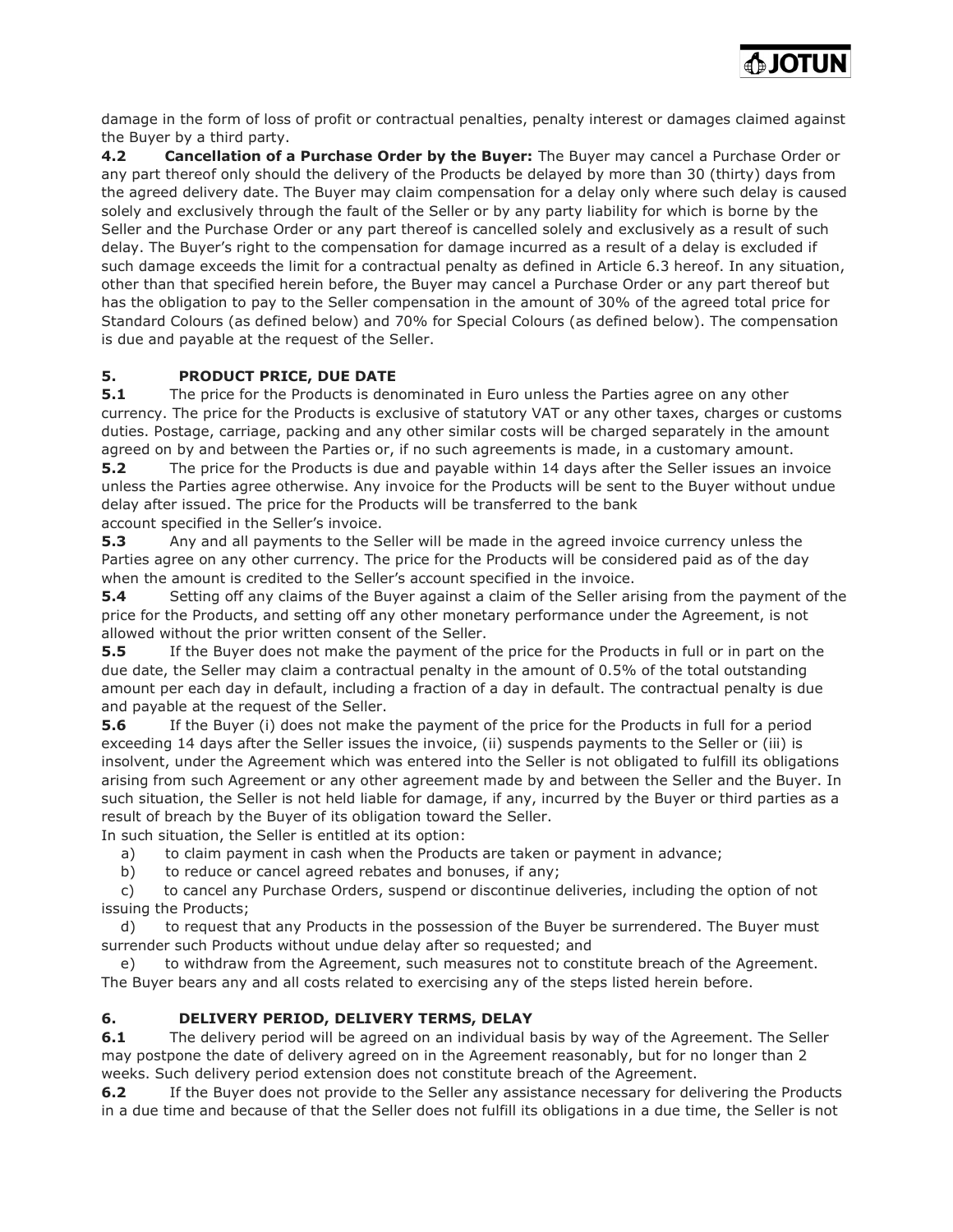damage in the form of loss of profit or contractual penalties, penalty interest or damages claimed against the Buyer by a third party.

**4.2 Cancellation of a Purchase Order by the Buyer:** The Buyer may cancel a Purchase Order or any part thereof only should the delivery of the Products be delayed by more than 30 (thirty) days from the agreed delivery date. The Buyer may claim compensation for a delay only where such delay is caused solely and exclusively through the fault of the Seller or by any party liability for which is borne by the Seller and the Purchase Order or any part thereof is cancelled solely and exclusively as a result of such delay. The Buyer's right to the compensation for damage incurred as a result of a delay is excluded if such damage exceeds the limit for a contractual penalty as defined in Article 6.3 hereof. In any situation, other than that specified herein before, the Buyer may cancel a Purchase Order or any part thereof but has the obligation to pay to the Seller compensation in the amount of 30% of the agreed total price for Standard Colours (as defined below) and 70% for Special Colours (as defined below). The compensation is due and payable at the request of the Seller.

## 5. PRODUCT PRICE, DUE DATE

**5.1** The price for the Products is denominated in Euro unless the Parties agree on any other currency. The price for the Products is exclusive of statutory VAT or any other taxes, charges or customs duties. Postage, carriage, packing and any other similar costs will be charged separately in the amount agreed on by and between the Parties or, if no such agreements is made, in a customary amount.

**5.2** The price for the Products is due and payable within 14 days after the Seller issues an invoice unless the Parties agree otherwise. Any invoice for the Products will be sent to the Buyer without undue delay after issued. The price for the Products will be transferred to the bank account specified in the Seller's invoice.

**5.3** Any and all payments to the Seller will be made in the agreed invoice currency unless the Parties agree on any other currency. The price for the Products will be considered paid as of the day when the amount is credited to the Seller's account specified in the invoice.

**5.4** Setting off any claims of the Buyer against a claim of the Seller arising from the payment of the price for the Products, and setting off any other monetary performance under the Agreement, is not allowed without the prior written consent of the Seller.

**5.5** If the Buyer does not make the payment of the price for the Products in full or in part on the due date, the Seller may claim a contractual penalty in the amount of 0.5% of the total outstanding amount per each day in default, including a fraction of a day in default. The contractual penalty is due and payable at the request of the Seller.

**5.6** If the Buyer (i) does not make the payment of the price for the Products in full for a period exceeding 14 days after the Seller issues the invoice, (ii) suspends payments to the Seller or (iii) is insolvent, under the Agreement which was entered into the Seller is not obligated to fulfill its obligations arising from such Agreement or any other agreement made by and between the Seller and the Buyer. In such situation, the Seller is not held liable for damage, if any, incurred by the Buyer or third parties as a result of breach by the Buyer of its obligation toward the Seller.

In such situation, the Seller is entitled at its option:

a) to claim payment in cash when the Products are taken or payment in advance;

b) to reduce or cancel agreed rebates and bonuses, if any;

c) to cancel any Purchase Orders, suspend or discontinue deliveries, including the option of not issuing the Products;

d) to request that any Products in the possession of the Buyer be surrendered. The Buyer must surrender such Products without undue delay after so requested; and

e) to withdraw from the Agreement, such measures not to constitute breach of the Agreement.

The Buyer bears any and all costs related to exercising any of the steps listed herein before.

## 6. DELIVERY PERIOD, DELIVERY TERMS, DELAY

**6.1** The delivery period will be agreed on an individual basis by way of the Agreement. The Seller may postpone the date of delivery agreed on in the Agreement reasonably, but for no longer than 2 weeks. Such delivery period extension does not constitute breach of the Agreement.

**6.2** If the Buyer does not provide to the Seller any assistance necessary for delivering the Products in a due time and because of that the Seller does not fulfill its obligations in a due time, the Seller is not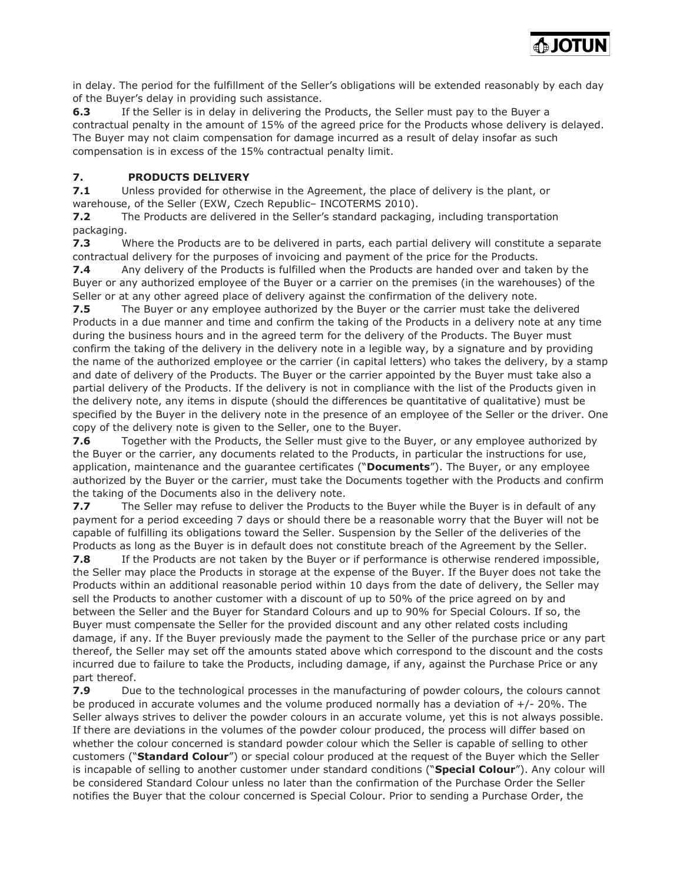in delay. The period for the fulfillment of the Seller's obligations will be extended reasonably by each day of the Buyer's delay in providing such assistance.

**6.3** If the Seller is in delay in delivering the Products, the Seller must pay to the Buyer a contractual penalty in the amount of 15% of the agreed price for the Products whose delivery is delayed. The Buyer may not claim compensation for damage incurred as a result of delay insofar as such compensation is in excess of the 15% contractual penalty limit.

## 7. PRODUCTS DELIVERY

**7.1** Unless provided for otherwise in the Agreement, the place of delivery is the plant, or warehouse, of the Seller (EXW, Czech Republic– INCOTERMS 2010).

**7.2** The Products are delivered in the Seller's standard packaging, including transportation packaging.

**7.3** Where the Products are to be delivered in parts, each partial delivery will constitute a separate contractual delivery for the purposes of invoicing and payment of the price for the Products.

**7.4** Any delivery of the Products is fulfilled when the Products are handed over and taken by the Buyer or any authorized employee of the Buyer or a carrier on the premises (in the warehouses) of the Seller or at any other agreed place of delivery against the confirmation of the delivery note.

**7.5** The Buyer or any employee authorized by the Buyer or the carrier must take the delivered Products in a due manner and time and confirm the taking of the Products in a delivery note at any time during the business hours and in the agreed term for the delivery of the Products. The Buyer must confirm the taking of the delivery in the delivery note in a legible way, by a signature and by providing the name of the authorized employee or the carrier (in capital letters) who takes the delivery, by a stamp and date of delivery of the Products. The Buyer or the carrier appointed by the Buyer must take also a partial delivery of the Products. If the delivery is not in compliance with the list of the Products given in the delivery note, any items in dispute (should the differences be quantitative of qualitative) must be specified by the Buyer in the delivery note in the presence of an employee of the Seller or the driver. One copy of the delivery note is given to the Seller, one to the Buyer.

**7.6** Together with the Products, the Seller must give to the Buyer, or any employee authorized by the Buyer or the carrier, any documents related to the Products, in particular the instructions for use, application, maintenance and the guarantee certificates ("**Documents**"). The Buyer, or any employee authorized by the Buyer or the carrier, must take the Documents together with the Products and confirm the taking of the Documents also in the delivery note.

**7.7** The Seller may refuse to deliver the Products to the Buyer while the Buyer is in default of any payment for a period exceeding 7 days or should there be a reasonable worry that the Buyer will not be capable of fulfilling its obligations toward the Seller. Suspension by the Seller of the deliveries of the Products as long as the Buyer is in default does not constitute breach of the Agreement by the Seller.

**7.8** If the Products are not taken by the Buyer or if performance is otherwise rendered impossible, the Seller may place the Products in storage at the expense of the Buyer. If the Buyer does not take the Products within an additional reasonable period within 10 days from the date of delivery, the Seller may sell the Products to another customer with a discount of up to 50% of the price agreed on by and between the Seller and the Buyer for Standard Colours and up to 90% for Special Colours. If so, the Buyer must compensate the Seller for the provided discount and any other related costs including damage, if any. If the Buyer previously made the payment to the Seller of the purchase price or any part thereof, the Seller may set off the amounts stated above which correspond to the discount and the costs incurred due to failure to take the Products, including damage, if any, against the Purchase Price or any part thereof.

**7.9** Due to the technological processes in the manufacturing of powder colours, the colours cannot be produced in accurate volumes and the volume produced normally has a deviation of +/- 20%. The Seller always strives to deliver the powder colours in an accurate volume, yet this is not always possible. If there are deviations in the volumes of the powder colour produced, the process will differ based on whether the colour concerned is standard powder colour which the Seller is capable of selling to other customers ("**Standard Colour**") or special colour produced at the request of the Buyer which the Seller is incapable of selling to another customer under standard conditions ("**Special Colour**"). Any colour will be considered Standard Colour unless no later than the confirmation of the Purchase Order the Seller notifies the Buyer that the colour concerned is Special Colour. Prior to sending a Purchase Order, the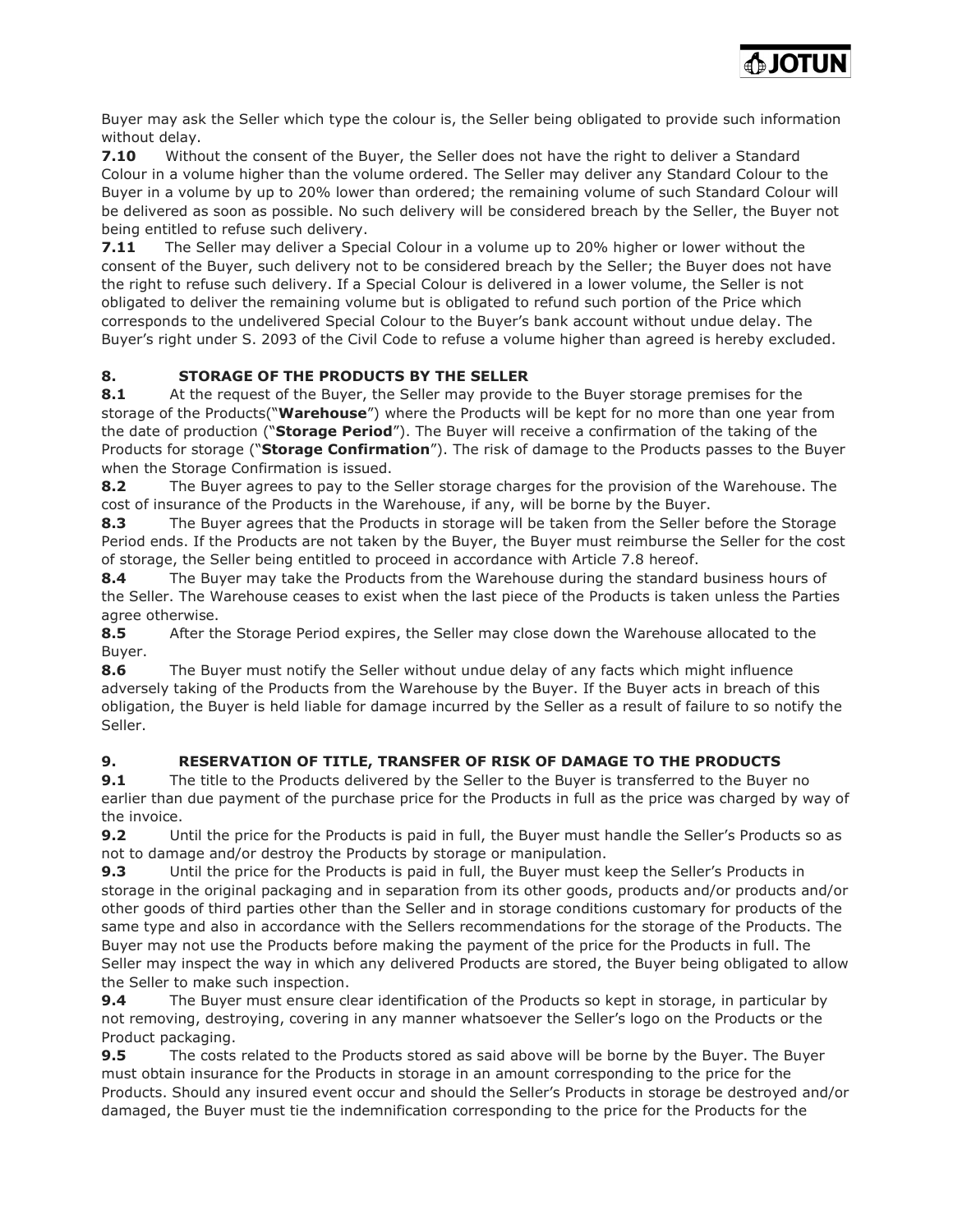Buyer may ask the Seller which type the colour is, the Seller being obligated to provide such information without delay.

**7.10** Without the consent of the Buyer, the Seller does not have the right to deliver a Standard Colour in a volume higher than the volume ordered. The Seller may deliver any Standard Colour to the Buyer in a volume by up to 20% lower than ordered; the remaining volume of such Standard Colour will be delivered as soon as possible. No such delivery will be considered breach by the Seller, the Buyer not being entitled to refuse such delivery.

**7.11** The Seller may deliver a Special Colour in a volume up to 20% higher or lower without the consent of the Buyer, such delivery not to be considered breach by the Seller; the Buyer does not have the right to refuse such delivery. If a Special Colour is delivered in a lower volume, the Seller is not obligated to deliver the remaining volume but is obligated to refund such portion of the Price which corresponds to the undelivered Special Colour to the Buyer's bank account without undue delay. The Buyer's right under S. 2093 of the Civil Code to refuse a volume higher than agreed is hereby excluded.

## 8. STORAGE OF THE PRODUCTS BY THE SELLER

**8.1** At the request of the Buyer, the Seller may provide to the Buyer storage premises for the storage of the Products("**Warehouse**") where the Products will be kept for no more than one year from the date of production ("**Storage Period**"). The Buyer will receive a confirmation of the taking of the Products for storage ("**Storage Confirmation**"). The risk of damage to the Products passes to the Buyer when the Storage Confirmation is issued.

**8.2** The Buyer agrees to pay to the Seller storage charges for the provision of the Warehouse. The cost of insurance of the Products in the Warehouse, if any, will be borne by the Buyer.

**8.3** The Buyer agrees that the Products in storage will be taken from the Seller before the Storage Period ends. If the Products are not taken by the Buyer, the Buyer must reimburse the Seller for the cost of storage, the Seller being entitled to proceed in accordance with Article 7.8 hereof.

**8.4** The Buyer may take the Products from the Warehouse during the standard business hours of the Seller. The Warehouse ceases to exist when the last piece of the Products is taken unless the Parties agree otherwise.

**8.5** After the Storage Period expires, the Seller may close down the Warehouse allocated to the Buyer.

**8.6** The Buyer must notify the Seller without undue delay of any facts which might influence adversely taking of the Products from the Warehouse by the Buyer. If the Buyer acts in breach of this obligation, the Buyer is held liable for damage incurred by the Seller as a result of failure to so notify the Seller.

## 9. RESERVATION OF TITLE, TRANSFER OF RISK OF DAMAGE TO THE PRODUCTS

**9.1** The title to the Products delivered by the Seller to the Buyer is transferred to the Buyer no earlier than due payment of the purchase price for the Products in full as the price was charged by way of the invoice.

**9.2** Until the price for the Products is paid in full, the Buyer must handle the Seller's Products so as not to damage and/or destroy the Products by storage or manipulation.

**9.3** Until the price for the Products is paid in full, the Buyer must keep the Seller's Products in storage in the original packaging and in separation from its other goods, products and/or products and/or other goods of third parties other than the Seller and in storage conditions customary for products of the same type and also in accordance with the Sellers recommendations for the storage of the Products. The Buyer may not use the Products before making the payment of the price for the Products in full. The Seller may inspect the way in which any delivered Products are stored, the Buyer being obligated to allow the Seller to make such inspection.

**9.4** The Buyer must ensure clear identification of the Products so kept in storage, in particular by not removing, destroying, covering in any manner whatsoever the Seller's logo on the Products or the Product packaging.

**9.5** The costs related to the Products stored as said above will be borne by the Buyer. The Buyer must obtain insurance for the Products in storage in an amount corresponding to the price for the Products. Should any insured event occur and should the Seller's Products in storage be destroyed and/or damaged, the Buyer must tie the indemnification corresponding to the price for the Products for the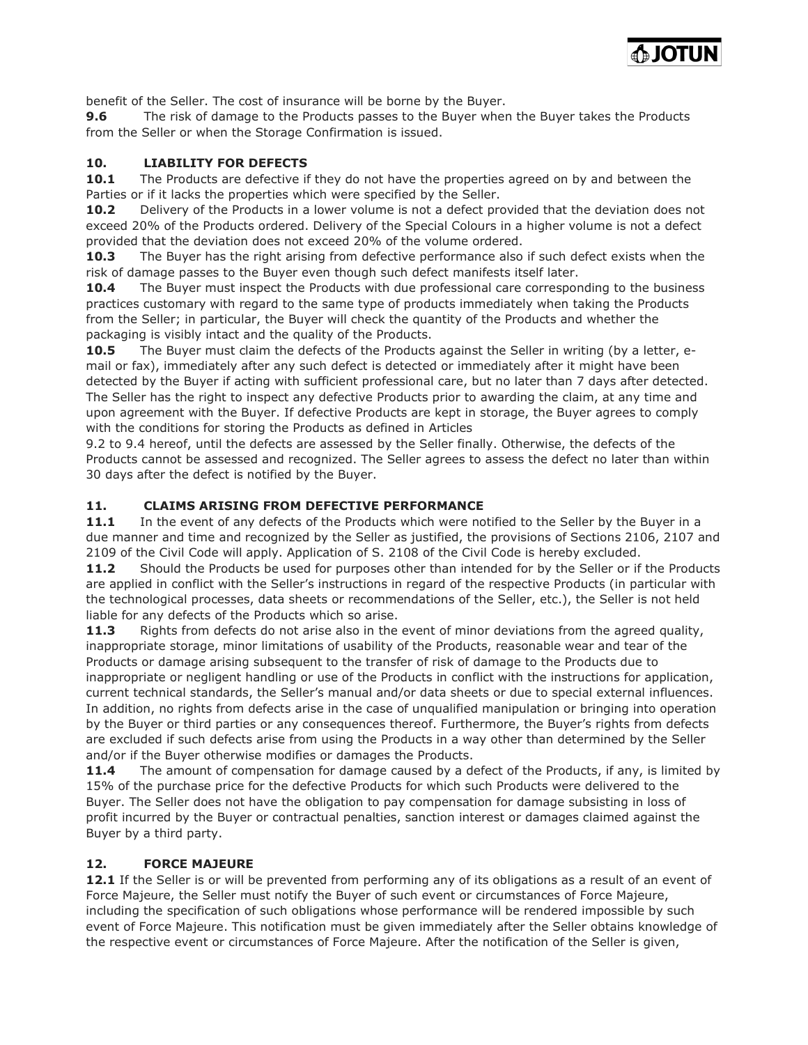benefit of the Seller. The cost of insurance will be borne by the Buyer.

**9.6** The risk of damage to the Products passes to the Buyer when the Buyer takes the Products from the Seller or when the Storage Confirmation is issued.

## 10. LIABILITY FOR DEFECTS

**10.1** The Products are defective if they do not have the properties agreed on by and between the Parties or if it lacks the properties which were specified by the Seller.

**10.2** Delivery of the Products in a lower volume is not a defect provided that the deviation does not exceed 20% of the Products ordered. Delivery of the Special Colours in a higher volume is not a defect provided that the deviation does not exceed 20% of the volume ordered.

**10.3** The Buyer has the right arising from defective performance also if such defect exists when the risk of damage passes to the Buyer even though such defect manifests itself later.

**10.4** The Buyer must inspect the Products with due professional care corresponding to the business practices customary with regard to the same type of products immediately when taking the Products from the Seller; in particular, the Buyer will check the quantity of the Products and whether the packaging is visibly intact and the quality of the Products.

**10.5** The Buyer must claim the defects of the Products against the Seller in writing (by a letter, e-mail or fax), immediately after any such defect is detected or immediately after it might have been detected by the Buyer if acting with sufficient professional care, but no later than 7 days after detected. The Seller has the right to inspect any defective Products prior to awarding the claim, at any time and upon agreement with the Buyer. If defective Products are kept in storage, the Buyer agrees to comply with the conditions for storing the Products as defined in Articles 9.2 to 9.4 hereof, until the defects are assessed by the Seller finally. Otherwise, the defects of the Products cannot be assessed and recognized. The Seller agrees to assess the defect no later than within 30 days after the defect is notified by the Buyer.

## 11. CLAIMS ARISING FROM DEFECTIVE PERFORMANCE

**11.1** In the event of any defects of the Products which were notified to the Seller by the Buyer in a due manner and time and recognized by the Seller as justified, the provisions of Sections 2106, 2107 and 2109 of the Civil Code will apply. Application of S. 2108 of the Civil Code is hereby excluded.

**11.2** Should the Products be used for purposes other than intended for by the Seller or if the Products are applied in conflict with the Seller's instructions in regard of the respective Products (in particular with the technological processes, data sheets or recommendations of the Seller, etc.), the Seller is not held liable for any defects of the Products which so arise.

**11.3** Rights from defects do not arise also in the event of minor deviations from the agreed quality, inappropriate storage, minor limitations of usability of the Products, reasonable wear and tear of the Products or damage arising subsequent to the transfer of risk of damage to the Products due to inappropriate or negligent handling or use of the Products in conflict with the instructions for application, current technical standards, the Seller's manual and/or data sheets or due to special external influences. In addition, no rights from defects arise in the case of unqualified manipulation or bringing into operation by the Buyer or third parties or any consequences thereof. Furthermore, the Buyer's rights from defects are excluded if such defects arise from using the Products in a way other than determined by the Seller and/or if the Buyer otherwise modifies or damages the Products.

**11.4** The amount of compensation for damage caused by a defect of the Products, if any, is limited by 15% of the purchase price for the defective Products for which such Products were delivered to the Buyer. The Seller does not have the obligation to pay compensation for damage subsisting in loss of profit incurred by the Buyer or contractual penalties, sanction interest or damages claimed against the Buyer by a third party.

## 12. FORCE MAJEURE

**12.1** If the Seller is or will be prevented from performing any of its obligations as a result of an event of Force Majeure, the Seller must notify the Buyer of such event or circumstances of Force Majeure, including the specification of such obligations whose performance will be rendered impossible by such event of Force Majeure. This notification must be given immediately after the Seller obtains knowledge of the respective event or circumstances of Force Majeure. After the notification of the Seller is given,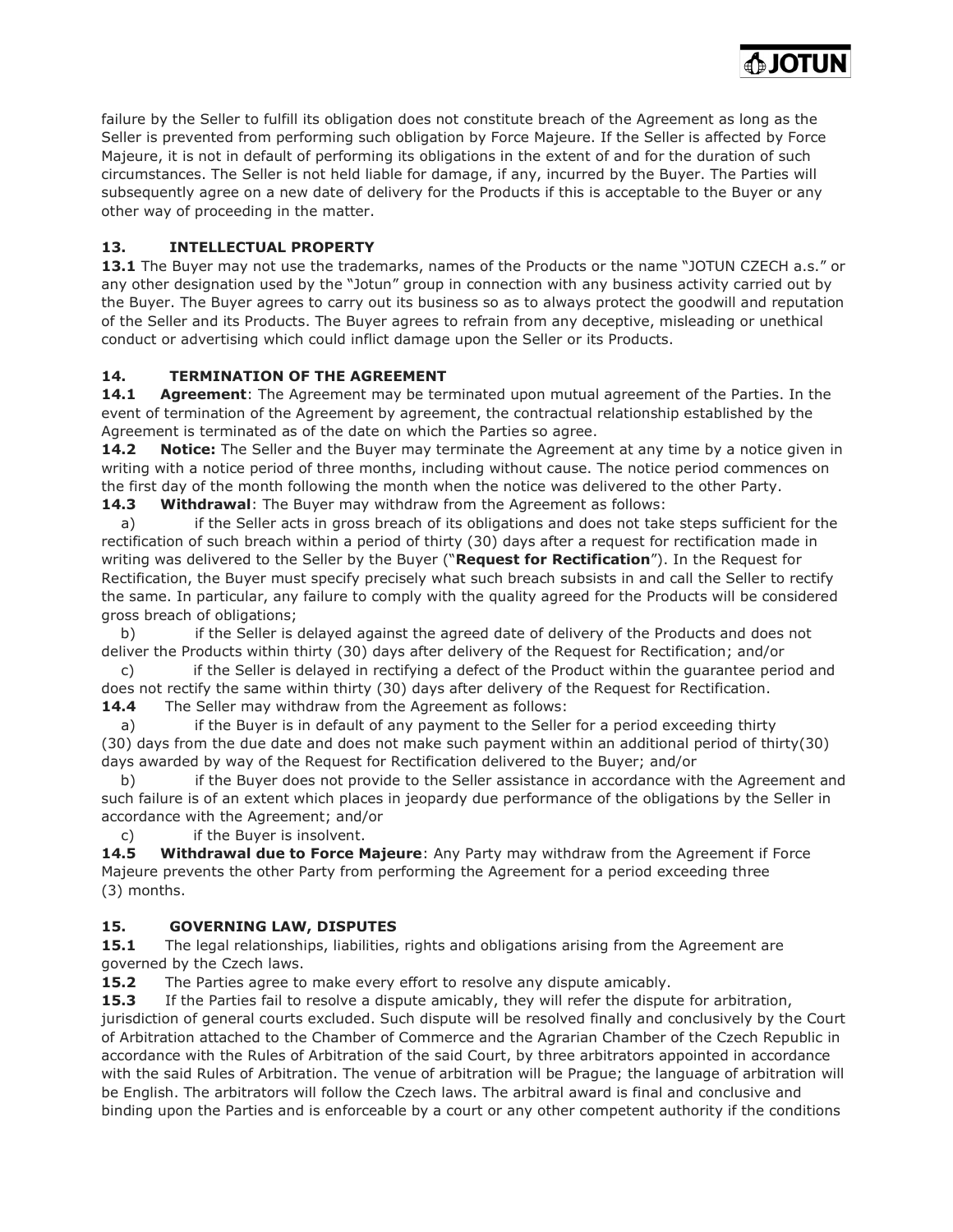failure by the Seller to fulfill its obligation does not constitute breach of the Agreement as long as the Seller is prevented from performing such obligation by Force Majeure. If the Seller is affected by Force Majeure, it is not in default of performing its obligations in the extent of and for the duration of such circumstances. The Seller is not held liable for damage, if any, incurred by the Buyer. The Parties will subsequently agree on a new date of delivery for the Products if this is acceptable to the Buyer or any other way of proceeding in the matter.

## 13. INTELLECTUAL PROPERTY

**13.1** The Buyer may not use the trademarks, names of the Products or the name "JOTUN CZECH a.s." or any other designation used by the "Jotun" group in connection with any business activity carried out by the Buyer. The Buyer agrees to carry out its business so as to always protect the goodwill and reputation of the Seller and its Products. The Buyer agrees to refrain from any deceptive, misleading or unethical conduct or advertising which could inflict damage upon the Seller or its Products.

## 14. TERMINATION OF THE AGREEMENT

**14.1 Agreement**: The Agreement may be terminated upon mutual agreement of the Parties. In the event of termination of the Agreement by agreement, the contractual relationship established by the Agreement is terminated as of the date on which the Parties so agree.

**14.2 Notice:** The Seller and the Buyer may terminate the Agreement at any time by a notice given in writing with a notice period of three months, including without cause. The notice period commences on the first day of the month following the month when the notice was delivered to the other Party.

**14.3 Withdrawal**: The Buyer may withdraw from the Agreement as follows:

a) if the Seller acts in gross breach of its obligations and does not take steps sufficient for the rectification of such breach within a period of thirty (30) days after a request for rectification made in writing was delivered to the Seller by the Buyer ("**Request for Rectification**"). In the Request for Rectification, the Buyer must specify precisely what such breach subsists in and call the Seller to rectify the same. In particular, any failure to comply with the quality agreed for the Products will be considered gross breach of obligations;

b) if the Seller is delayed against the agreed date of delivery of the Products and does not deliver the Products within thirty (30) days after delivery of the Request for Rectification; and/or

c) if the Seller is delayed in rectifying a defect of the Product within the guarantee period and does not rectify the same within thirty (30) days after delivery of the Request for Rectification.

**14.4** The Seller may withdraw from the Agreement as follows:

a) if the Buyer is in default of any payment to the Seller for a period exceeding thirty (30) days from the due date and does not make such payment within an additional period of thirty(30) days awarded by way of the Request for Rectification delivered to the Buyer; and/or

b) if the Buyer does not provide to the Seller assistance in accordance with the Agreement and such failure is of an extent which places in jeopardy due performance of the obligations by the Seller in accordance with the Agreement; and/or

c) if the Buyer is insolvent.

**14.5 Withdrawal due to Force Majeure**: Any Party may withdraw from the Agreement if Force Majeure prevents the other Party from performing the Agreement for a period exceeding three (3) months.

## 15. GOVERNING LAW, DISPUTES

**15.1** The legal relationships, liabilities, rights and obligations arising from the Agreement are governed by the Czech laws.

**15.2** The Parties agree to make every effort to resolve any dispute amicably.

**15.3** If the Parties fail to resolve a dispute amicably, they will refer the dispute for arbitration, jurisdiction of general courts excluded. Such dispute will be resolved finally and conclusively by the Court of Arbitration attached to the Chamber of Commerce and the Agrarian Chamber of the Czech Republic in accordance with the Rules of Arbitration of the said Court, by three arbitrators appointed in accordance with the said Rules of Arbitration. The venue of arbitration will be Prague; the language of arbitration will be English. The arbitrators will follow the Czech laws. The arbitral award is final and conclusive and binding upon the Parties and is enforceable by a court or any other competent authority if the conditions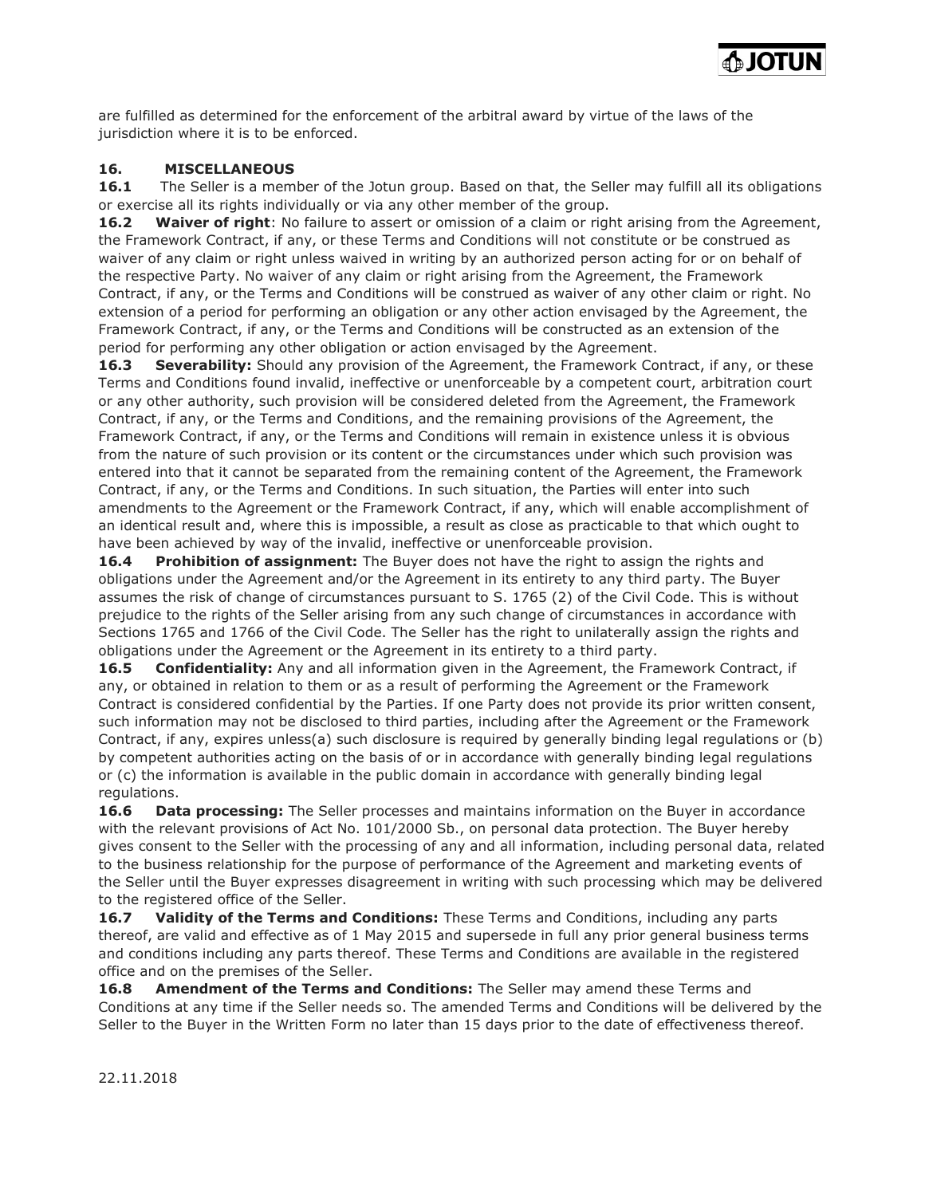are fulfilled as determined for the enforcement of the arbitral award by virtue of the laws of the jurisdiction where it is to be enforced.

## 16. MISCELLANEOUS

**16.1** The Seller is a member of the Jotun group. Based on that, the Seller may fulfill all its obligations or exercise all its rights individually or via any other member of the group.

**16.2 Waiver of right**: No failure to assert or omission of a claim or right arising from the Agreement, the Framework Contract, if any, or these Terms and Conditions will not constitute or be construed as waiver of any claim or right unless waived in writing by an authorized person acting for or on behalf of the respective Party. No waiver of any claim or right arising from the Agreement, the Framework Contract, if any, or the Terms and Conditions will be construed as waiver of any other claim or right. No extension of a period for performing an obligation or any other action envisaged by the Agreement, the Framework Contract, if any, or the Terms and Conditions will be constructed as an extension of the period for performing any other obligation or action envisaged by the Agreement.

**16.3 Severability:** Should any provision of the Agreement, the Framework Contract, if any, or these Terms and Conditions found invalid, ineffective or unenforceable by a competent court, arbitration court or any other authority, such provision will be considered deleted from the Agreement, the Framework Contract, if any, or the Terms and Conditions, and the remaining provisions of the Agreement, the Framework Contract, if any, or the Terms and Conditions will remain in existence unless it is obvious from the nature of such provision or its content or the circumstances under which such provision was entered into that it cannot be separated from the remaining content of the Agreement, the Framework Contract, if any, or the Terms and Conditions. In such situation, the Parties will enter into such amendments to the Agreement or the Framework Contract, if any, which will enable accomplishment of an identical result and, where this is impossible, a result as close as practicable to that which ought to have been achieved by way of the invalid, ineffective or unenforceable provision.

**16.4 Prohibition of assignment:** The Buyer does not have the right to assign the rights and obligations under the Agreement and/or the Agreement in its entirety to any third party. The Buyer assumes the risk of change of circumstances pursuant to S. 1765 (2) of the Civil Code. This is without prejudice to the rights of the Seller arising from any such change of circumstances in accordance with Sections 1765 and 1766 of the Civil Code. The Seller has the right to unilaterally assign the rights and obligations under the Agreement or the Agreement in its entirety to a third party.

**16.5 Confidentiality:** Any and all information given in the Agreement, the Framework Contract, if any, or obtained in relation to them or as a result of performing the Agreement or the Framework Contract is considered confidential by the Parties. If one Party does not provide its prior written consent, such information may not be disclosed to third parties, including after the Agreement or the Framework Contract, if any, expires unless(a) such disclosure is required by generally binding legal regulations or (b) by competent authorities acting on the basis of or in accordance with generally binding legal regulations or (c) the information is available in the public domain in accordance with generally binding legal regulations.

**16.6 Data processing:** The Seller processes and maintains information on the Buyer in accordance with the relevant provisions of Act No. 101/2000 Sb., on personal data protection. The Buyer hereby gives consent to the Seller with the processing of any and all information, including personal data, related to the business relationship for the purpose of performance of the Agreement and marketing events of the Seller until the Buyer expresses disagreement in writing with such processing which may be delivered to the registered office of the Seller.

**16.7 Validity of the Terms and Conditions:** These Terms and Conditions, including any parts thereof, are valid and effective as of 1 May 2015 and supersede in full any prior general business terms and conditions including any parts thereof. These Terms and Conditions are available in the registered office and on the premises of the Seller.

**16.8 Amendment of the Terms and Conditions:** The Seller may amend these Terms and Conditions at any time if the Seller needs so. The amended Terms and Conditions will be delivered by the Seller to the Buyer in the Written Form no later than 15 days prior to the date of effectiveness thereof.

22.11.2018